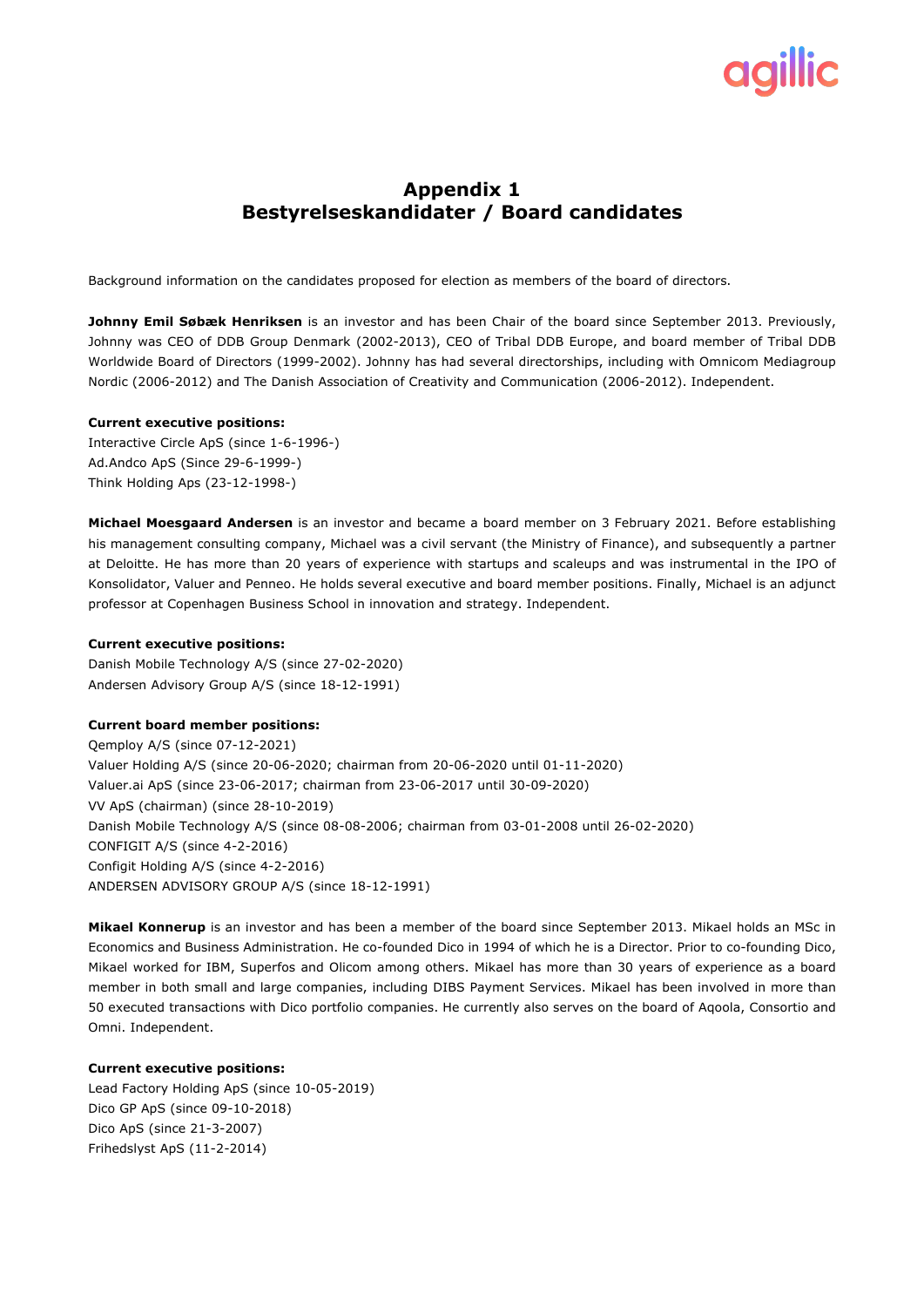# Appendix 1
# Bestyrelseskandidater / Board candidates

Background information on the candidates proposed for election as members of the board of directors.

**Johnny Emil Søbæk Henriksen** is an investor and has been Chair of the board since September 2013. Previously, Johnny was CEO of DDB Group Denmark (2002-2013), CEO of Tribal DDB Europe, and board member of Tribal DDB Worldwide Board of Directors (1999-2002). Johnny has had several directorships, including with Omnicom Mediagroup Nordic (2006-2012) and The Danish Association of Creativity and Communication (2006-2012). Independent.

**Current executive positions:**
Interactive Circle ApS (since 1-6-1996-)
Ad.Andco ApS (Since 29-6-1999-)
Think Holding Aps (23-12-1998-)

**Michael Moesgaard Andersen** is an investor and became a board member on 3 February 2021. Before establishing his management consulting company, Michael was a civil servant (the Ministry of Finance), and subsequently a partner at Deloitte. He has more than 20 years of experience with startups and scaleups and was instrumental in the IPO of Konsolidator, Valuer and Penneo. He holds several executive and board member positions. Finally, Michael is an adjunct professor at Copenhagen Business School in innovation and strategy. Independent.

**Current executive positions:**
Danish Mobile Technology A/S (since 27-02-2020)
Andersen Advisory Group A/S (since 18-12-1991)

**Current board member positions:**
Qemploy A/S (since 07-12-2021)
Valuer Holding A/S (since 20-06-2020; chairman from 20-06-2020 until 01-11-2020)
Valuer.ai ApS (since 23-06-2017; chairman from 23-06-2017 until 30-09-2020)
VV ApS (chairman) (since 28-10-2019)
Danish Mobile Technology A/S (since 08-08-2006; chairman from 03-01-2008 until 26-02-2020)
CONFIGIT A/S (since 4-2-2016)
Configit Holding A/S (since 4-2-2016)
ANDERSEN ADVISORY GROUP A/S (since 18-12-1991)

**Mikael Konnerup** is an investor and has been a member of the board since September 2013. Mikael holds an MSc in Economics and Business Administration. He co-founded Dico in 1994 of which he is a Director. Prior to co-founding Dico, Mikael worked for IBM, Superfos and Olicom among others. Mikael has more than 30 years of experience as a board member in both small and large companies, including DIBS Payment Services. Mikael has been involved in more than 50 executed transactions with Dico portfolio companies. He currently also serves on the board of Aqoola, Consortio and Omni. Independent.

**Current executive positions:**
Lead Factory Holding ApS (since 10-05-2019)
Dico GP ApS (since 09-10-2018)
Dico ApS (since 21-3-2007)
Frihedslyst ApS (11-2-2014)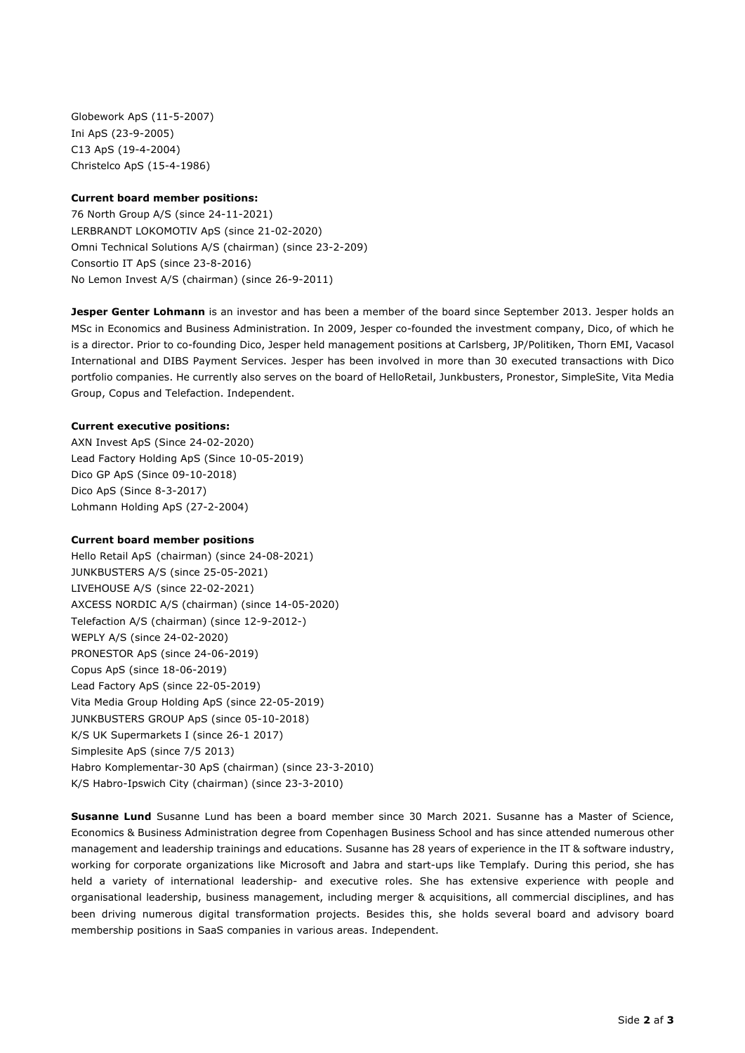Globework ApS (11-5-2007)
Ini ApS (23-9-2005)
C13 ApS (19-4-2004)
Christelco ApS (15-4-1986)

**Current board member positions:**
76 North Group A/S (since 24-11-2021)
LERBRANDT LOKOMOTIV ApS (since 21-02-2020)
Omni Technical Solutions A/S (chairman) (since 23-2-209)
Consortio IT ApS (since 23-8-2016)
No Lemon Invest A/S (chairman) (since 26-9-2011)

**Jesper Genter Lohmann** is an investor and has been a member of the board since September 2013. Jesper holds an MSc in Economics and Business Administration. In 2009, Jesper co-founded the investment company, Dico, of which he is a director. Prior to co-founding Dico, Jesper held management positions at Carlsberg, JP/Politiken, Thorn EMI, Vacasol International and DIBS Payment Services. Jesper has been involved in more than 30 executed transactions with Dico portfolio companies. He currently also serves on the board of HelloRetail, Junkbusters, Pronestor, SimpleSite, Vita Media Group, Copus and Telefaction. Independent.

**Current executive positions:**
AXN Invest ApS (Since 24-02-2020)
Lead Factory Holding ApS (Since 10-05-2019)
Dico GP ApS (Since 09-10-2018)
Dico ApS (Since 8-3-2017)
Lohmann Holding ApS (27-2-2004)

**Current board member positions**
Hello Retail ApS (chairman) (since 24-08-2021)
JUNKBUSTERS A/S (since 25-05-2021)
LIVEHOUSE A/S (since 22-02-2021)
AXCESS NORDIC A/S (chairman) (since 14-05-2020)
Telefaction A/S (chairman) (since 12-9-2012-)
WEPLY A/S (since 24-02-2020)
PRONESTOR ApS (since 24-06-2019)
Copus ApS (since 18-06-2019)
Lead Factory ApS (since 22-05-2019)
Vita Media Group Holding ApS (since 22-05-2019)
JUNKBUSTERS GROUP ApS (since 05-10-2018)
K/S UK Supermarkets I (since 26-1 2017)
Simplesite ApS (since 7/5 2013)
Habro Komplementar-30 ApS (chairman) (since 23-3-2010)
K/S Habro-Ipswich City (chairman) (since 23-3-2010)

**Susanne Lund** Susanne Lund has been a board member since 30 March 2021. Susanne has a Master of Science, Economics & Business Administration degree from Copenhagen Business School and has since attended numerous other management and leadership trainings and educations. Susanne has 28 years of experience in the IT & software industry, working for corporate organizations like Microsoft and Jabra and start-ups like Templafy. During this period, she has held a variety of international leadership- and executive roles. She has extensive experience with people and organisational leadership, business management, including merger & acquisitions, all commercial disciplines, and has been driving numerous digital transformation projects. Besides this, she holds several board and advisory board membership positions in SaaS companies in various areas. Independent.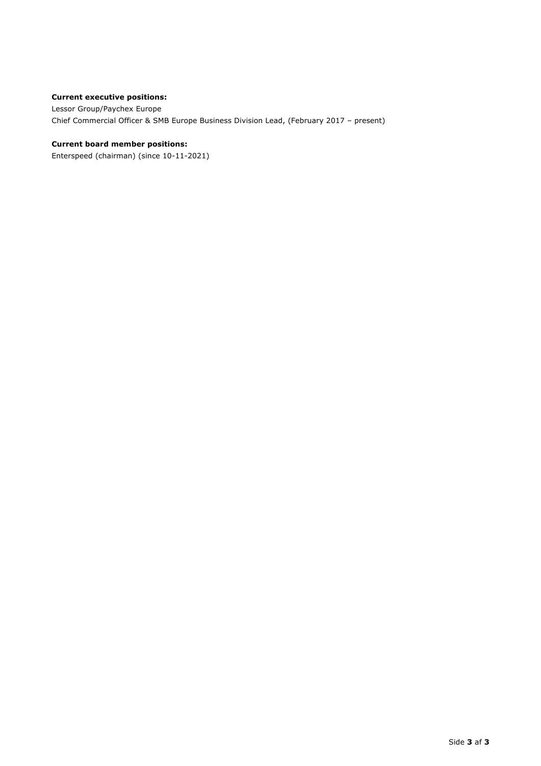**Current executive positions:**

Lessor Group/Paychex Europe
Chief Commercial Officer & SMB Europe Business Division Lead, (February 2017 – present)

**Current board member positions:**

Enterspeed (chairman) (since 10-11-2021)